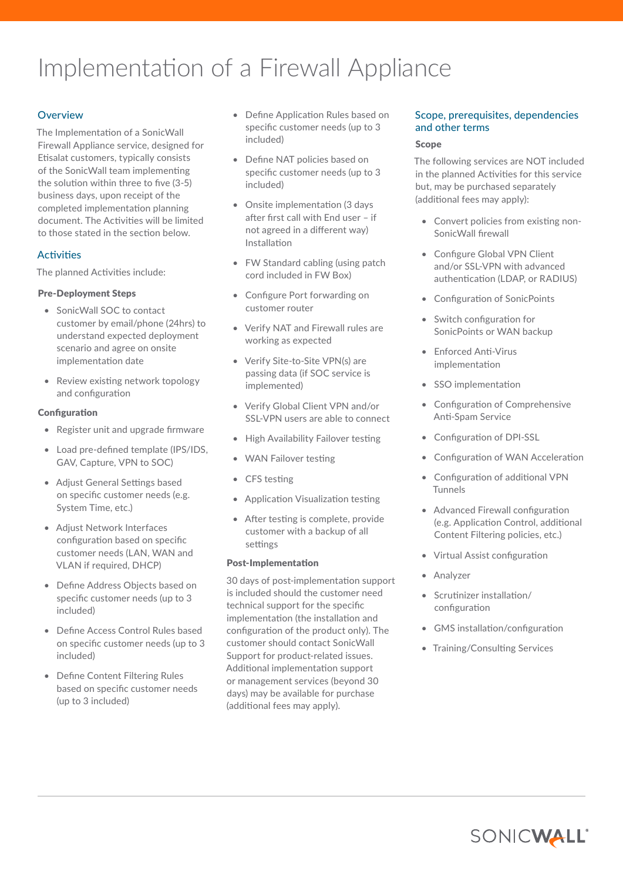# Implementation of a Firewall Appliance

## Overview

The Implementation of a SonicWall Firewall Appliance service, designed for Etisalat customers, typically consists of the SonicWall team implementing the solution within three to five (3-5) business days, upon receipt of the completed implementation planning document. The Activities will be limited to those stated in the section below.

## Activities

The planned Activities include:

### Pre-Deployment Steps

- SonicWall SOC to contact customer by email/phone (24hrs) to understand expected deployment scenario and agree on onsite implementation date
- Review existing network topology and configuration

### Configuration

- Register unit and upgrade firmware
- Load pre-defined template (IPS/IDS, GAV, Capture, VPN to SOC)
- Adjust General Settings based on specific customer needs (e.g. System Time, etc.)
- Adjust Network Interfaces configuration based on specific customer needs (LAN, WAN and VLAN if required, DHCP)
- Define Address Objects based on specific customer needs (up to 3 included)
- Define Access Control Rules based on specific customer needs (up to 3 included)
- Define Content Filtering Rules based on specific customer needs (up to 3 included)
- Define Application Rules based on specific customer needs (up to 3 included)
- Define NAT policies based on specific customer needs (up to 3 included)
- Onsite implementation (3 days after first call with End user – if not agreed in a different way) Installation
- FW Standard cabling (using patch cord included in FW Box)
- Configure Port forwarding on customer router
- Verify NAT and Firewall rules are working as expected
- Verify Site-to-Site VPN(s) are passing data (if SOC service is implemented)
- Verify Global Client VPN and/or SSL-VPN users are able to connect
- High Availability Failover testing
- WAN Failover testing
- CFS testing
- Application Visualization testing
- After testing is complete, provide customer with a backup of all settings

### Post-Implementation

30 days of post-implementation support is included should the customer need technical support for the specific implementation (the installation and configuration of the product only). The customer should contact SonicWall Support for product-related issues. Additional implementation support or management services (beyond 30 days) may be available for purchase (additional fees may apply).

## Scope, prerequisites, dependencies and other terms

### Scope

The following services are NOT included in the planned Activities for this service but, may be purchased separately (additional fees may apply):

- Convert policies from existing non-SonicWall firewall
- Configure Global VPN Client and/or SSL-VPN with advanced authentication (LDAP, or RADIUS)
- Configuration of SonicPoints
- Switch configuration for SonicPoints or WAN backup
- Enforced Anti-Virus implementation
- SSO implementation
- Configuration of Comprehensive Anti-Spam Service
- Configuration of DPI-SSL
- Configuration of WAN Acceleration
- Configuration of additional VPN Tunnels
- Advanced Firewall configuration (e.g. Application Control, additional Content Filtering policies, etc.)
- Virtual Assist configuration
- Analyzer
- Scrutinizer installation/ configuration
- GMS installation/configuration
- Training/Consulting Services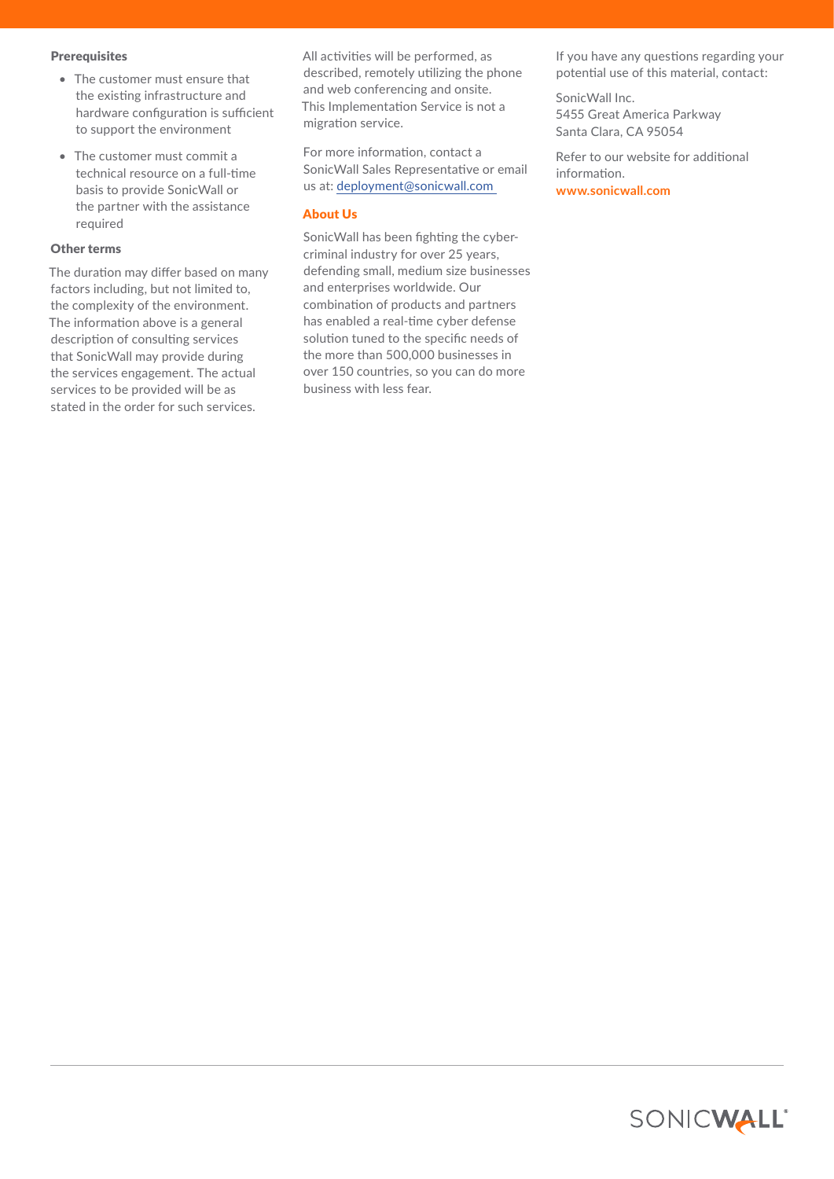### Prerequisites

- The customer must ensure that the existing infrastructure and hardware configuration is sufficient to support the environment
- The customer must commit a technical resource on a full-time basis to provide SonicWall or the partner with the assistance required

### Other terms

The duration may differ based on many factors including, but not limited to, the complexity of the environment. The information above is a general description of consulting services that SonicWall may provide during the services engagement. The actual services to be provided will be as stated in the order for such services.

All activities will be performed, as described, remotely utilizing the phone and web conferencing and onsite. This Implementation Service is not a migration service.

For more information, contact a SonicWall Sales Representative or email us at: deployment@sonicwall.com

### About Us

SonicWall has been fighting the cyber-criminal industry for over 25 years, defending small, medium size businesses and enterprises worldwide. Our combination of products and partners has enabled a real-time cyber defense solution tuned to the specific needs of the more than 500,000 businesses in over 150 countries, so you can do more business with less fear.

If you have any questions regarding your potential use of this material, contact:

SonicWall Inc.
5455 Great America Parkway
Santa Clara, CA 95054

Refer to our website for additional information.
**www.sonicwall.com**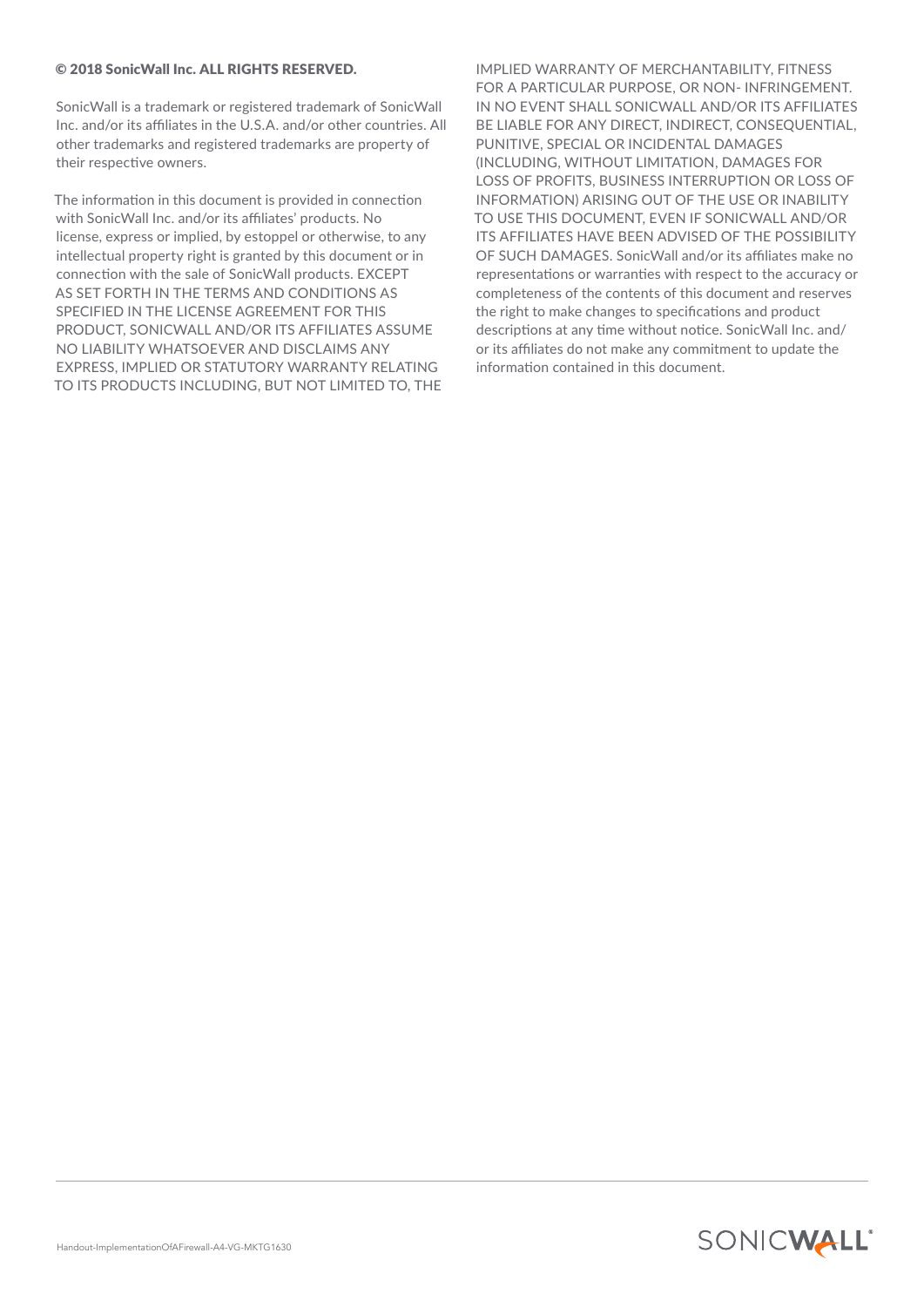**© 2018 SonicWall Inc. ALL RIGHTS RESERVED.**

SonicWall is a trademark or registered trademark of SonicWall Inc. and/or its affiliates in the U.S.A. and/or other countries. All other trademarks and registered trademarks are property of their respective owners.

The information in this document is provided in connection with SonicWall Inc. and/or its affiliates' products. No license, express or implied, by estoppel or otherwise, to any intellectual property right is granted by this document or in connection with the sale of SonicWall products. EXCEPT AS SET FORTH IN THE TERMS AND CONDITIONS AS SPECIFIED IN THE LICENSE AGREEMENT FOR THIS PRODUCT, SONICWALL AND/OR ITS AFFILIATES ASSUME NO LIABILITY WHATSOEVER AND DISCLAIMS ANY EXPRESS, IMPLIED OR STATUTORY WARRANTY RELATING TO ITS PRODUCTS INCLUDING, BUT NOT LIMITED TO, THE IMPLIED WARRANTY OF MERCHANTABILITY, FITNESS FOR A PARTICULAR PURPOSE, OR NON- INFRINGEMENT. IN NO EVENT SHALL SONICWALL AND/OR ITS AFFILIATES BE LIABLE FOR ANY DIRECT, INDIRECT, CONSEQUENTIAL, PUNITIVE, SPECIAL OR INCIDENTAL DAMAGES (INCLUDING, WITHOUT LIMITATION, DAMAGES FOR LOSS OF PROFITS, BUSINESS INTERRUPTION OR LOSS OF INFORMATION) ARISING OUT OF THE USE OR INABILITY TO USE THIS DOCUMENT, EVEN IF SONICWALL AND/OR ITS AFFILIATES HAVE BEEN ADVISED OF THE POSSIBILITY OF SUCH DAMAGES. SonicWall and/or its affiliates make no representations or warranties with respect to the accuracy or completeness of the contents of this document and reserves the right to make changes to specifications and product descriptions at any time without notice. SonicWall Inc. and/or its affiliates do not make any commitment to update the information contained in this document.

Handout-ImplementationOfAFirewall-A4-VG-MKTG1630

SONICWALL®